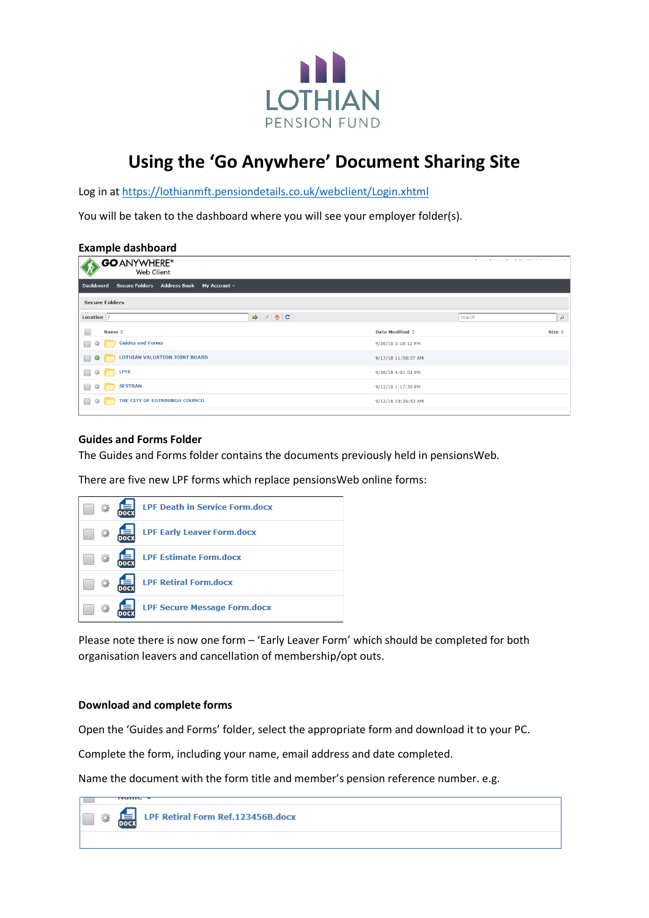LOTHIAN
PENSION FUND

# Using the 'Go Anywhere' Document Sharing Site

Log in at https://lothianmft.pensiondetails.co.uk/webclient/Login.xhtml

You will be taken to the dashboard where you will see your employer folder(s).

**Example dashboard**

GO ANYWHERE® Web Client

Dashboard | Secure Folders | Address Book | My Account

Secure Folders

Location /

| Name | Date Modified | Size |
|---|---|---|
| Guides and Forms | 9/26/18 3:18:12 PM | |
| LOTHIAN VALUATION JOINT BOARD | 9/17/18 11:50:37 AM | |
| LPFE | 9/26/18 4:01:01 PM | |
| SESTRAN | 9/12/18 1:17:30 PM | |
| THE CITY OF EDINBURGH COUNCIL | 9/12/18 10:36:43 AM | |

**Guides and Forms Folder**

The Guides and Forms folder contains the documents previously held in pensionsWeb.

There are five new LPF forms which replace pensionsWeb online forms:

- LPF Death in Service Form.docx
- LPF Early Leaver Form.docx
- LPF Estimate Form.docx
- LPF Retiral Form.docx
- LPF Secure Message Form.docx

Please note there is now one form – 'Early Leaver Form' which should be completed for both organisation leavers and cancellation of membership/opt outs.

**Download and complete forms**

Open the 'Guides and Forms' folder, select the appropriate form and download it to your PC.

Complete the form, including your name, email address and date completed.

Name the document with the form title and member's pension reference number. e.g.

- LPF Retiral Form Ref.123456B.docx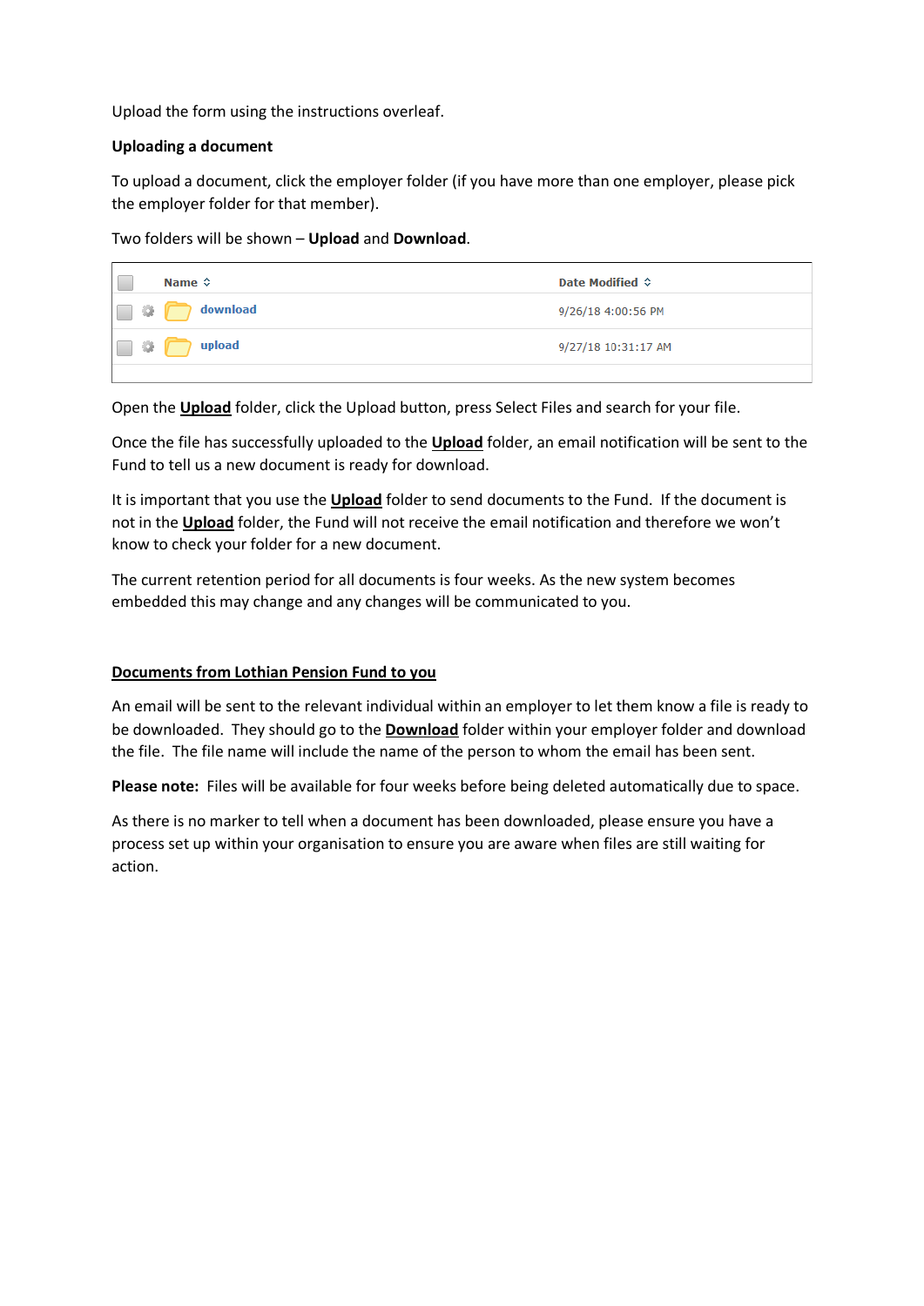Upload the form using the instructions overleaf.

**Uploading a document**

To upload a document, click the employer folder (if you have more than one employer, please pick the employer folder for that member).

Two folders will be shown – **Upload** and **Download**.

| Name | Date Modified |
|---|---|
| download | 9/26/18 4:00:56 PM |
| upload | 9/27/18 10:31:17 AM |

Open the **Upload** folder, click the Upload button, press Select Files and search for your file.

Once the file has successfully uploaded to the **Upload** folder, an email notification will be sent to the Fund to tell us a new document is ready for download.

It is important that you use the **Upload** folder to send documents to the Fund. If the document is not in the **Upload** folder, the Fund will not receive the email notification and therefore we won't know to check your folder for a new document.

The current retention period for all documents is four weeks. As the new system becomes embedded this may change and any changes will be communicated to you.

## Documents from Lothian Pension Fund to you

An email will be sent to the relevant individual within an employer to let them know a file is ready to be downloaded. They should go to the **Download** folder within your employer folder and download the file. The file name will include the name of the person to whom the email has been sent.

**Please note:** Files will be available for four weeks before being deleted automatically due to space.

As there is no marker to tell when a document has been downloaded, please ensure you have a process set up within your organisation to ensure you are aware when files are still waiting for action.